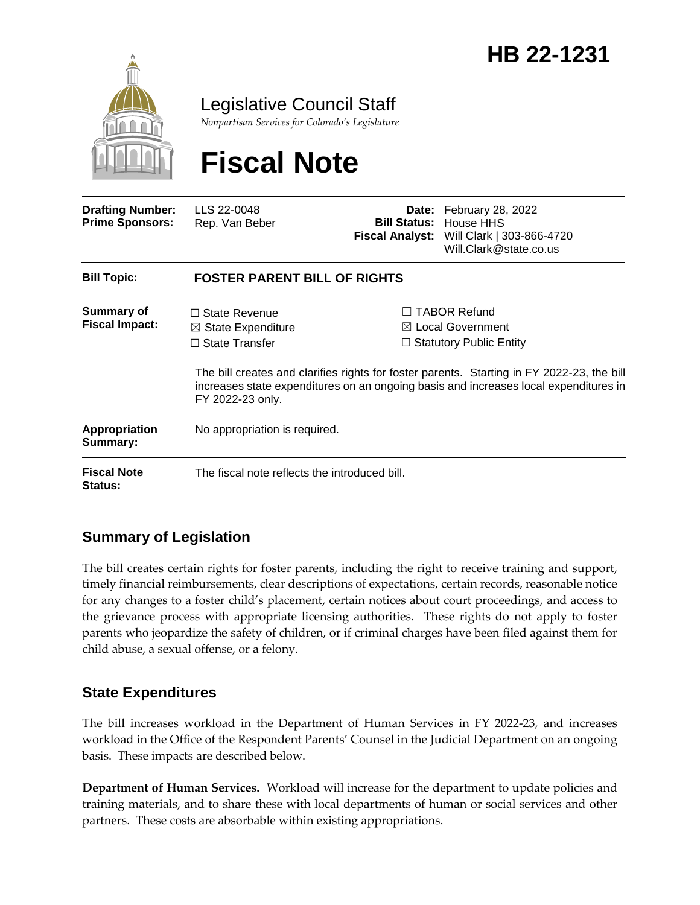# HB 22-1231

Legislative Council Staff

*Nonpartisan Services for Colorado's Legislature*

# Fiscal Note

| | | | |
|---|---|---|---|
| **Drafting Number:** | LLS 22-0048 | **Date:** | February 28, 2022 |
| **Prime Sponsors:** | Rep. Van Beber | **Bill Status:** | House HHS |
| | | **Fiscal Analyst:** | Will Clark \| 303-866-4720 Will.Clark@state.co.us |

| | |
|---|---|
| **Bill Topic:** | **FOSTER PARENT BILL OF RIGHTS** |
| **Summary of Fiscal Impact:** | ☐ State Revenue ☒ State Expenditure ☐ State Transfer ☐ TABOR Refund ☒ Local Government ☐ Statutory Public Entity<br><br>The bill creates and clarifies rights for foster parents. Starting in FY 2022-23, the bill increases state expenditures on an ongoing basis and increases local expenditures in FY 2022-23 only. |
| **Appropriation Summary:** | No appropriation is required. |
| **Fiscal Note Status:** | The fiscal note reflects the introduced bill. |

## Summary of Legislation

The bill creates certain rights for foster parents, including the right to receive training and support, timely financial reimbursements, clear descriptions of expectations, certain records, reasonable notice for any changes to a foster child's placement, certain notices about court proceedings, and access to the grievance process with appropriate licensing authorities. These rights do not apply to foster parents who jeopardize the safety of children, or if criminal charges have been filed against them for child abuse, a sexual offense, or a felony.

## State Expenditures

The bill increases workload in the Department of Human Services in FY 2022-23, and increases workload in the Office of the Respondent Parents' Counsel in the Judicial Department on an ongoing basis. These impacts are described below.

**Department of Human Services.** Workload will increase for the department to update policies and training materials, and to share these with local departments of human or social services and other partners. These costs are absorbable within existing appropriations.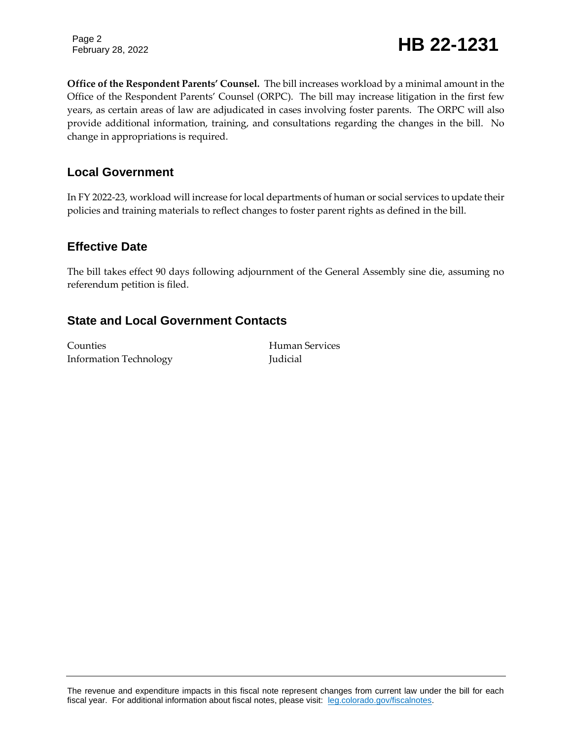**Office of the Respondent Parents' Counsel.** The bill increases workload by a minimal amount in the Office of the Respondent Parents' Counsel (ORPC). The bill may increase litigation in the first few years, as certain areas of law are adjudicated in cases involving foster parents. The ORPC will also provide additional information, training, and consultations regarding the changes in the bill. No change in appropriations is required.

## Local Government

In FY 2022-23, workload will increase for local departments of human or social services to update their policies and training materials to reflect changes to foster parent rights as defined in the bill.

## Effective Date

The bill takes effect 90 days following adjournment of the General Assembly sine die, assuming no referendum petition is filed.

## State and Local Government Contacts

| | |
|---|---|
| Counties | Human Services |
| Information Technology | Judicial |

The revenue and expenditure impacts in this fiscal note represent changes from current law under the bill for each fiscal year. For additional information about fiscal notes, please visit: leg.colorado.gov/fiscalnotes.